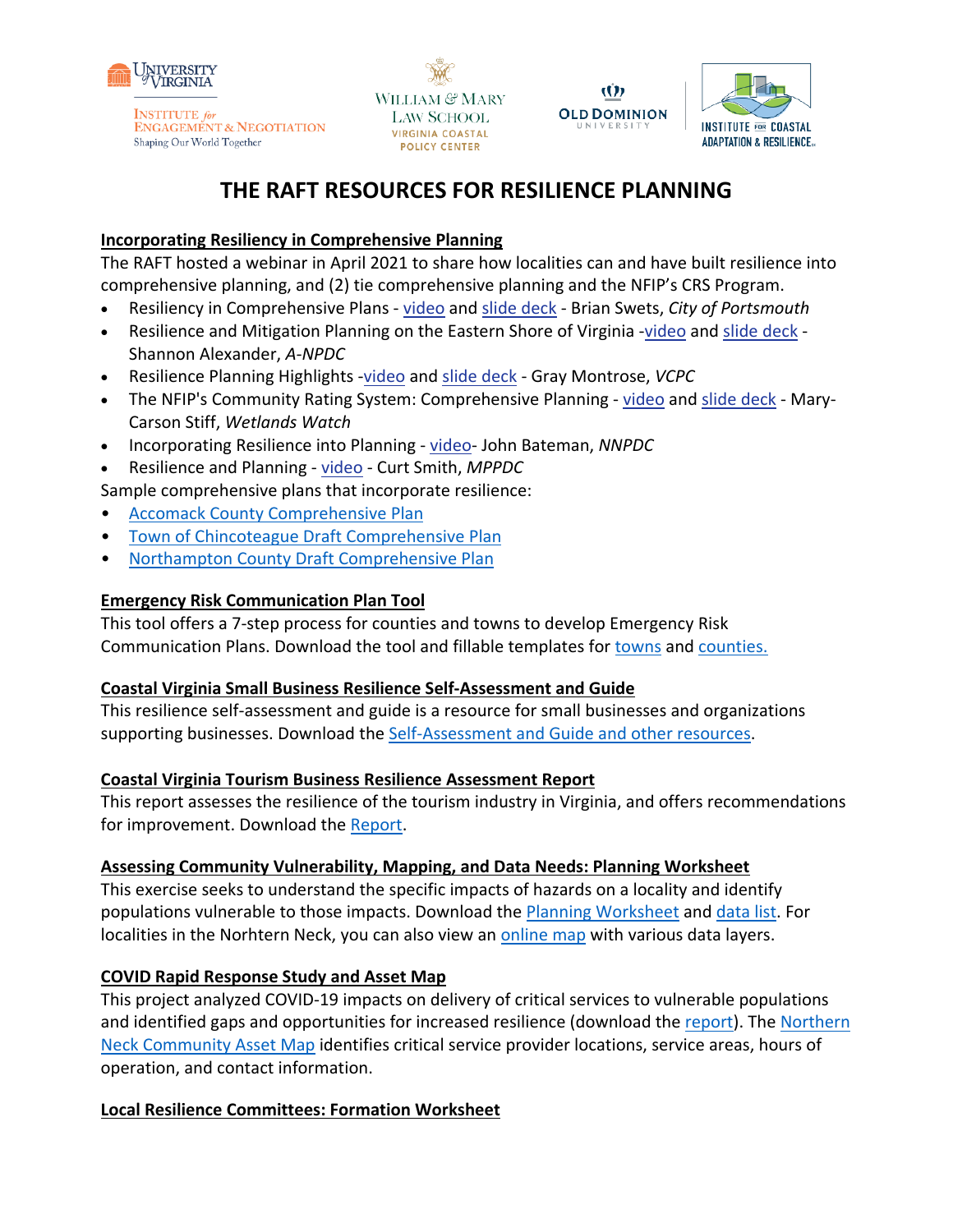# THE RAFT RESOURCES FOR RESILIENCE PLANNING

**Incorporating Resiliency in Comprehensive Planning**

The RAFT hosted a webinar in April 2021 to share how localities can and have built resilience into comprehensive planning, and (2) tie comprehensive planning and the NFIP's CRS Program.

- Resiliency in Comprehensive Plans - video and slide deck - Brian Swets, *City of Portsmouth*
- Resilience and Mitigation Planning on the Eastern Shore of Virginia -video and slide deck - Shannon Alexander, *A-NPDC*
- Resilience Planning Highlights -video and slide deck - Gray Montrose, *VCPC*
- The NFIP's Community Rating System: Comprehensive Planning - video and slide deck - Mary-Carson Stiff, *Wetlands Watch*
- Incorporating Resilience into Planning - video- John Bateman, *NNPDC*
- Resilience and Planning - video - Curt Smith, *MPPDC*

Sample comprehensive plans that incorporate resilience:

- Accomack County Comprehensive Plan
- Town of Chincoteague Draft Comprehensive Plan
- Northampton County Draft Comprehensive Plan

**Emergency Risk Communication Plan Tool**

This tool offers a 7-step process for counties and towns to develop Emergency Risk Communication Plans. Download the tool and fillable templates for towns and counties.

**Coastal Virginia Small Business Resilience Self-Assessment and Guide**

This resilience self-assessment and guide is a resource for small businesses and organizations supporting businesses. Download the Self-Assessment and Guide and other resources.

**Coastal Virginia Tourism Business Resilience Assessment Report**

This report assesses the resilience of the tourism industry in Virginia, and offers recommendations for improvement. Download the Report.

**Assessing Community Vulnerability, Mapping, and Data Needs: Planning Worksheet**

This exercise seeks to understand the specific impacts of hazards on a locality and identify populations vulnerable to those impacts. Download the Planning Worksheet and data list. For localities in the Norhtern Neck, you can also view an online map with various data layers.

**COVID Rapid Response Study and Asset Map**

This project analyzed COVID-19 impacts on delivery of critical services to vulnerable populations and identified gaps and opportunities for increased resilience (download the report). The Northern Neck Community Asset Map identifies critical service provider locations, service areas, hours of operation, and contact information.

**Local Resilience Committees: Formation Worksheet**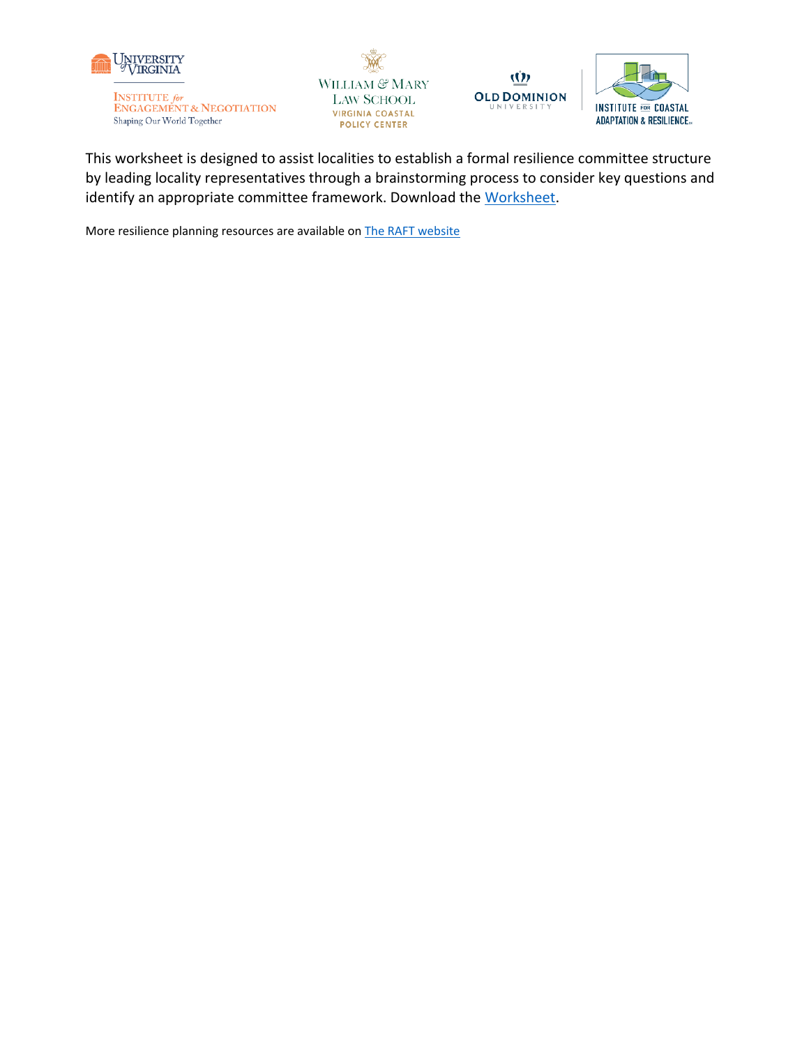This worksheet is designed to assist localities to establish a formal resilience committee structure by leading locality representatives through a brainstorming process to consider key questions and identify an appropriate committee framework. Download the Worksheet.

More resilience planning resources are available on The RAFT website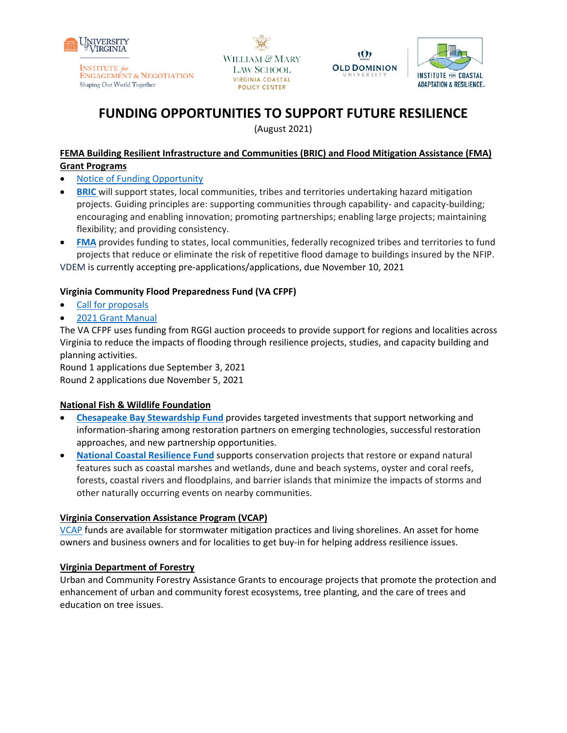# FUNDING OPPORTUNITIES TO SUPPORT FUTURE RESILIENCE

(August 2021)

**FEMA Building Resilient Infrastructure and Communities (BRIC) and Flood Mitigation Assistance (FMA) Grant Programs**

- Notice of Funding Opportunity
- **BRIC** will support states, local communities, tribes and territories undertaking hazard mitigation projects. Guiding principles are: supporting communities through capability- and capacity-building; encouraging and enabling innovation; promoting partnerships; enabling large projects; maintaining flexibility; and providing consistency.
- **FMA** provides funding to states, local communities, federally recognized tribes and territories to fund projects that reduce or eliminate the risk of repetitive flood damage to buildings insured by the NFIP.

VDEM is currently accepting pre-applications/applications, due November 10, 2021

**Virginia Community Flood Preparedness Fund (VA CFPF)**

- Call for proposals
- 2021 Grant Manual

The VA CFPF uses funding from RGGI auction proceeds to provide support for regions and localities across Virginia to reduce the impacts of flooding through resilience projects, studies, and capacity building and planning activities.

Round 1 applications due September 3, 2021

Round 2 applications due November 5, 2021

**National Fish & Wildlife Foundation**

- **Chesapeake Bay Stewardship Fund** provides targeted investments that support networking and information-sharing among restoration partners on emerging technologies, successful restoration approaches, and new partnership opportunities.
- **National Coastal Resilience Fund** supports conservation projects that restore or expand natural features such as coastal marshes and wetlands, dune and beach systems, oyster and coral reefs, forests, coastal rivers and floodplains, and barrier islands that minimize the impacts of storms and other naturally occurring events on nearby communities.

**Virginia Conservation Assistance Program (VCAP)**

VCAP funds are available for stormwater mitigation practices and living shorelines. An asset for home owners and business owners and for localities to get buy-in for helping address resilience issues.

**Virginia Department of Forestry**

Urban and Community Forestry Assistance Grants to encourage projects that promote the protection and enhancement of urban and community forest ecosystems, tree planting, and the care of trees and education on tree issues.